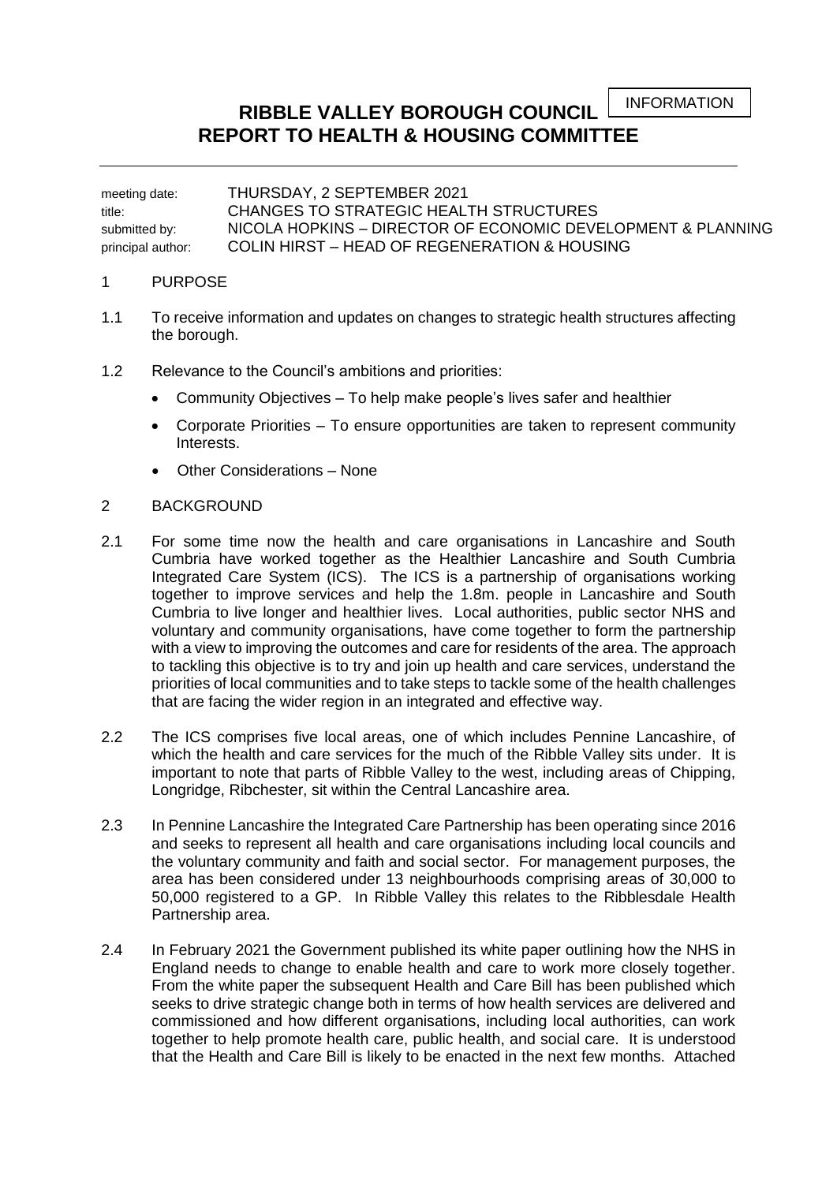INFORMATION

# RIBBLE VALLEY BOROUGH COUNCIL
# REPORT TO HEALTH & HOUSING COMMITTEE

---

| | |
|---|---|
| meeting date: | THURSDAY, 2 SEPTEMBER 2021 |
| title: | CHANGES TO STRATEGIC HEALTH STRUCTURES |
| submitted by: | NICOLA HOPKINS – DIRECTOR OF ECONOMIC DEVELOPMENT & PLANNING |
| principal author: | COLIN HIRST – HEAD OF REGENERATION & HOUSING |

## 1 PURPOSE

1.1 To receive information and updates on changes to strategic health structures affecting the borough.

1.2 Relevance to the Council's ambitions and priorities:

- Community Objectives – To help make people's lives safer and healthier
- Corporate Priorities – To ensure opportunities are taken to represent community Interests.
- Other Considerations – None

## 2 BACKGROUND

2.1 For some time now the health and care organisations in Lancashire and South Cumbria have worked together as the Healthier Lancashire and South Cumbria Integrated Care System (ICS). The ICS is a partnership of organisations working together to improve services and help the 1.8m. people in Lancashire and South Cumbria to live longer and healthier lives. Local authorities, public sector NHS and voluntary and community organisations, have come together to form the partnership with a view to improving the outcomes and care for residents of the area. The approach to tackling this objective is to try and join up health and care services, understand the priorities of local communities and to take steps to tackle some of the health challenges that are facing the wider region in an integrated and effective way.

2.2 The ICS comprises five local areas, one of which includes Pennine Lancashire, of which the health and care services for the much of the Ribble Valley sits under. It is important to note that parts of Ribble Valley to the west, including areas of Chipping, Longridge, Ribchester, sit within the Central Lancashire area.

2.3 In Pennine Lancashire the Integrated Care Partnership has been operating since 2016 and seeks to represent all health and care organisations including local councils and the voluntary community and faith and social sector. For management purposes, the area has been considered under 13 neighbourhoods comprising areas of 30,000 to 50,000 registered to a GP. In Ribble Valley this relates to the Ribblesdale Health Partnership area.

2.4 In February 2021 the Government published its white paper outlining how the NHS in England needs to change to enable health and care to work more closely together. From the white paper the subsequent Health and Care Bill has been published which seeks to drive strategic change both in terms of how health services are delivered and commissioned and how different organisations, including local authorities, can work together to help promote health care, public health, and social care. It is understood that the Health and Care Bill is likely to be enacted in the next few months. Attached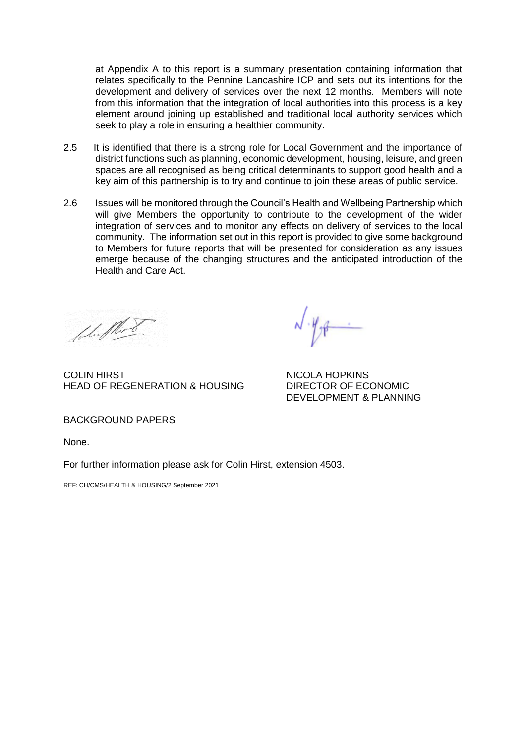at Appendix A to this report is a summary presentation containing information that relates specifically to the Pennine Lancashire ICP and sets out its intentions for the development and delivery of services over the next 12 months. Members will note from this information that the integration of local authorities into this process is a key element around joining up established and traditional local authority services which seek to play a role in ensuring a healthier community.

2.5 It is identified that there is a strong role for Local Government and the importance of district functions such as planning, economic development, housing, leisure, and green spaces are all recognised as being critical determinants to support good health and a key aim of this partnership is to try and continue to join these areas of public service.

2.6 Issues will be monitored through the Council's Health and Wellbeing Partnership which will give Members the opportunity to contribute to the development of the wider integration of services and to monitor any effects on delivery of services to the local community. The information set out in this report is provided to give some background to Members for future reports that will be presented for consideration as any issues emerge because of the changing structures and the anticipated introduction of the Health and Care Act.

COLIN HIRST
HEAD OF REGENERATION & HOUSING

NICOLA HOPKINS
DIRECTOR OF ECONOMIC DEVELOPMENT & PLANNING

BACKGROUND PAPERS

None.

For further information please ask for Colin Hirst, extension 4503.

REF: CH/CMS/HEALTH & HOUSING/2 September 2021